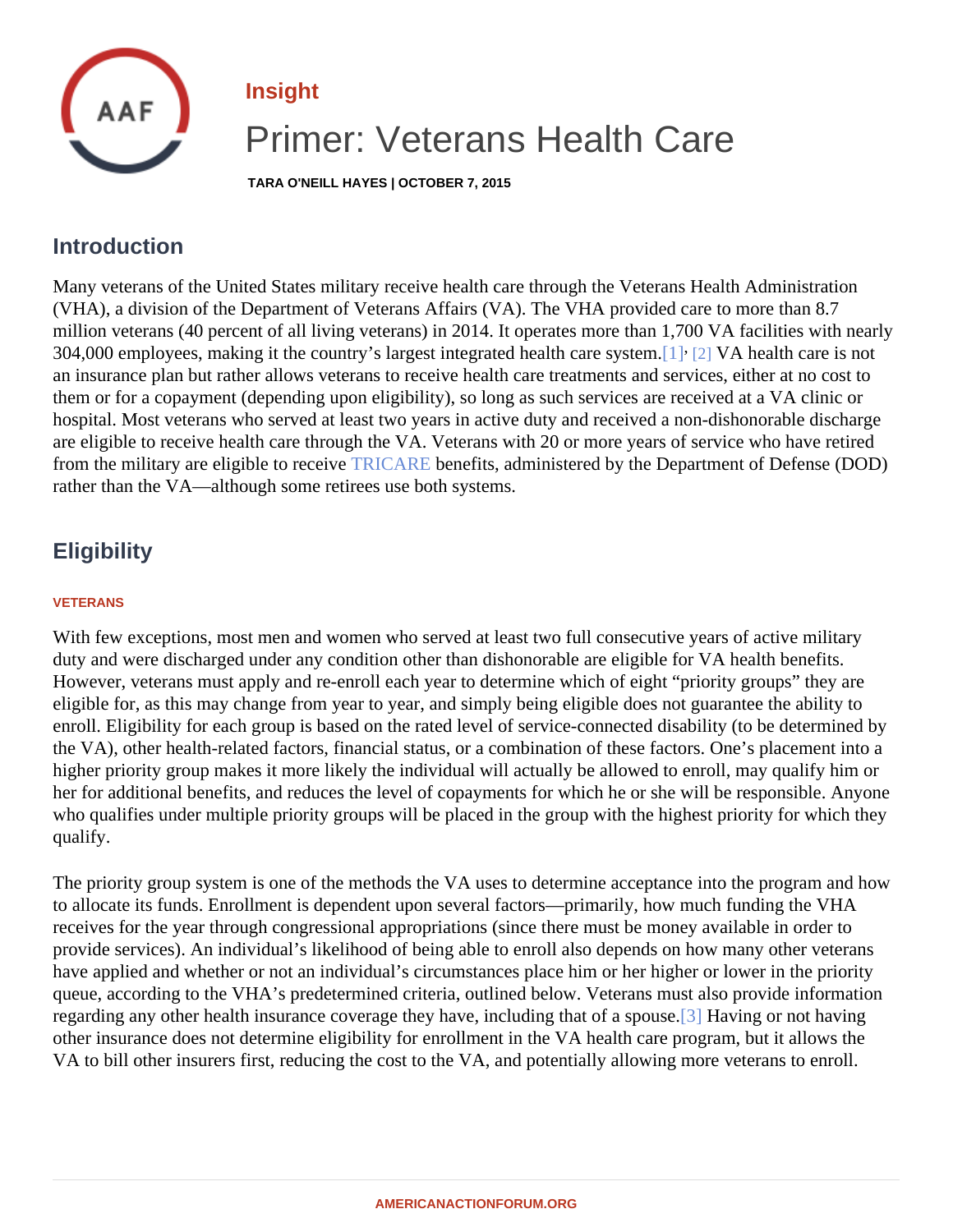Insight

# Primer: Veterans Health Care

TARA O'NEILL HAYES | OCTOBER 7, 2015

## Introduction

Many veterans of the United States military receive health care through the Veterans Health Administration (VHA), a division of the Department of Veterans Affairs (VA). The VHA provided care to more than 8.7 million veterans (40 percent of all living veterans) in 2014. It operates more than 1,700 VA facilities with nearly 304,000 employees, making it the country's largest integrated health care system.[1], [2] VA health care is not an insurance plan but rather allows veterans to receive health care treatments and services, either at no cost to them or for a copayment (depending upon eligibility), so long as such services are received at a VA clinic or hospital. Most veterans who served at least two years in active duty and received a non-dishonorable discharge are eligible to receive health care through the VA. Veterans with 20 or more years of service who have retired from the military are eligible to receive TRICARE benefits, administered by the Department of Defense (DOD) rather than the VA—although some retirees use both systems.

## Eligibility

### VETERANS

With few exceptions, most men and women who served at least two full consecutive years of active military duty and were discharged under any condition other than dishonorable are eligible for VA health benefits. However, veterans must apply and re-enroll each year to determine which of eight "priority groups" they are eligible for, as this may change from year to year, and simply being eligible does not guarantee the ability to enroll. Eligibility for each group is based on the rated level of service-connected disability (to be determined by the VA), other health-related factors, financial status, or a combination of these factors. One's placement into a higher priority group makes it more likely the individual will actually be allowed to enroll, may qualify him or her for additional benefits, and reduces the level of copayments for which he or she will be responsible. Anyone who qualifies under multiple priority groups will be placed in the group with the highest priority for which they qualify.

The priority group system is one of the methods the VA uses to determine acceptance into the program and how to allocate its funds. Enrollment is dependent upon several factors—primarily, how much funding the VHA receives for the year through congressional appropriations (since there must be money available in order to provide services). An individual's likelihood of being able to enroll also depends on how many other veterans have applied and whether or not an individual's circumstances place him or her higher or lower in the priority queue, according to the VHA's predetermined criteria, outlined below. Veterans must also provide information regarding any other health insurance coverage they have, including that of a spouse.[3] Having or not having other insurance does not determine eligibility for enrollment in the VA health care program, but it allows the VA to bill other insurers first, reducing the cost to the VA, and potentially allowing more veterans to enroll.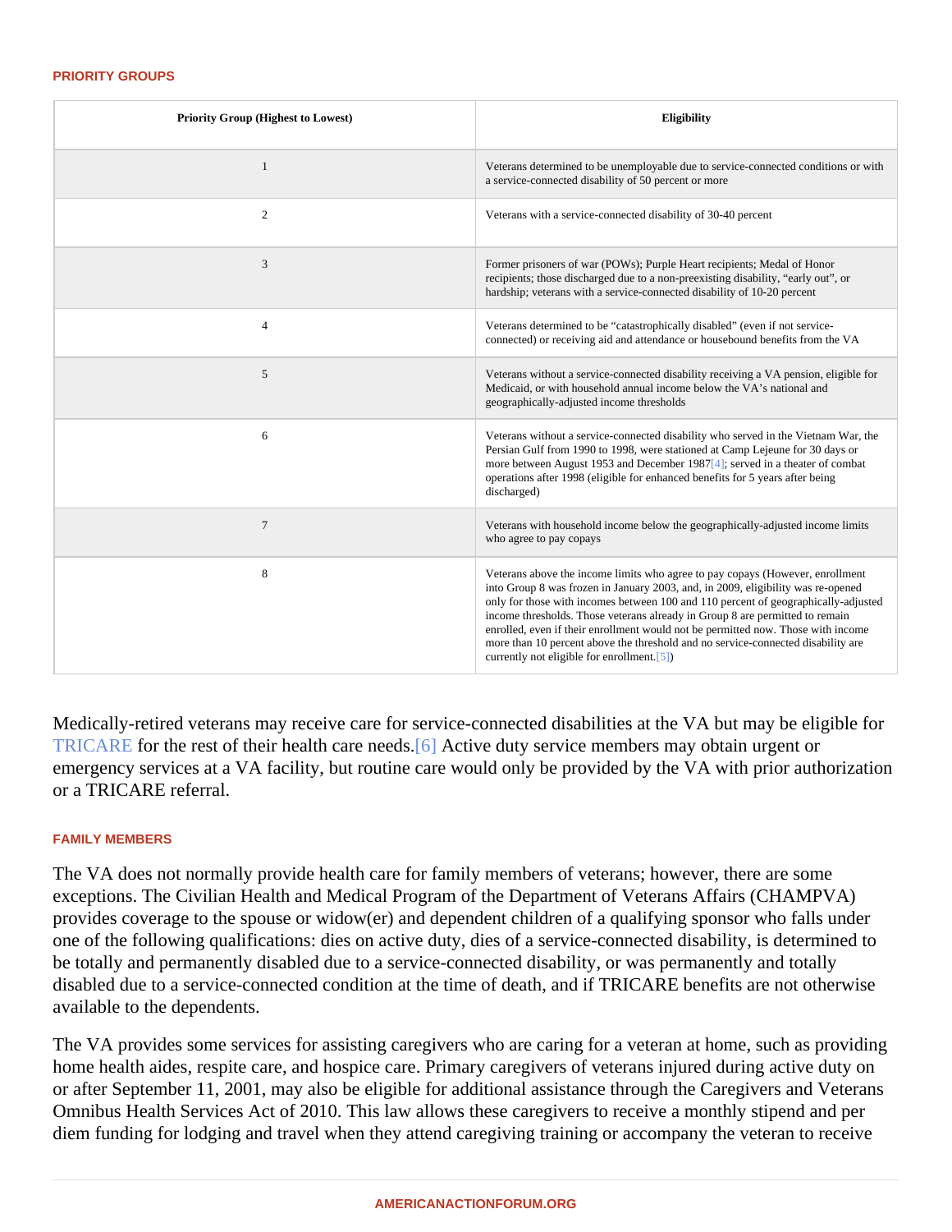## PRIORITY GROUPS

| Priority Group (Highest to Lowest) | Eligibility |
|---|---|
| 1 | Veterans determined to be unemployable due to service-connected conditions or with a service-connected disability of 50 percent or more |
| 2 | Veterans with a service-connected disability of 30-40 percent |
| 3 | Former prisoners of war (POWs); Purple Heart recipients; Medal of Honor recipients; those discharged due to a non-preexisting disability, "early out", or hardship; veterans with a service-connected disability of 10-20 percent |
| 4 | Veterans determined to be "catastrophically disabled" (even if not service-connected) or receiving aid and attendance or housebound benefits from the VA |
| 5 | Veterans without a service-connected disability receiving a VA pension, eligible for Medicaid, or with household annual income below the VA's national and geographically-adjusted income thresholds |
| 6 | Veterans without a service-connected disability who served in the Vietnam War, the Persian Gulf from 1990 to 1998, were stationed at Camp Lejeune for 30 days or more between August 1953 and December 1987[4]; served in a theater of combat operations after 1998 (eligible for enhanced benefits for 5 years after being discharged) |
| 7 | Veterans with household income below the geographically-adjusted income limits who agree to pay copays |
| 8 | Veterans above the income limits who agree to pay copays (However, enrollment into Group 8 was frozen in January 2003, and, in 2009, eligibility was re-opened only for those with incomes between 100 and 110 percent of geographically-adjusted income thresholds. Those veterans already in Group 8 are permitted to remain enrolled, even if their enrollment would not be permitted now. Those with income more than 10 percent above the threshold and no service-connected disability are currently not eligible for enrollment.[5]) |

Medically-retired veterans may receive care for service-connected disabilities at the VA but may be eligible for TRICARE for the rest of their health care needs.[6] Active duty service members may obtain urgent or emergency services at a VA facility, but routine care would only be provided by the VA with prior authorization or a TRICARE referral.

## FAMILY MEMBERS

The VA does not normally provide health care for family members of veterans; however, there are some exceptions. The Civilian Health and Medical Program of the Department of Veterans Affairs (CHAMPVA) provides coverage to the spouse or widow(er) and dependent children of a qualifying sponsor who falls under one of the following qualifications: dies on active duty, dies of a service-connected disability, is determined to be totally and permanently disabled due to a service-connected disability, or was permanently and totally disabled due to a service-connected condition at the time of death, and if TRICARE benefits are not otherwise available to the dependents.

The VA provides some services for assisting caregivers who are caring for a veteran at home, such as providing home health aides, respite care, and hospice care. Primary caregivers of veterans injured during active duty on or after September 11, 2001, may also be eligible for additional assistance through the Caregivers and Veterans Omnibus Health Services Act of 2010. This law allows these caregivers to receive a monthly stipend and per diem funding for lodging and travel when they attend caregiving training or accompany the veteran to receive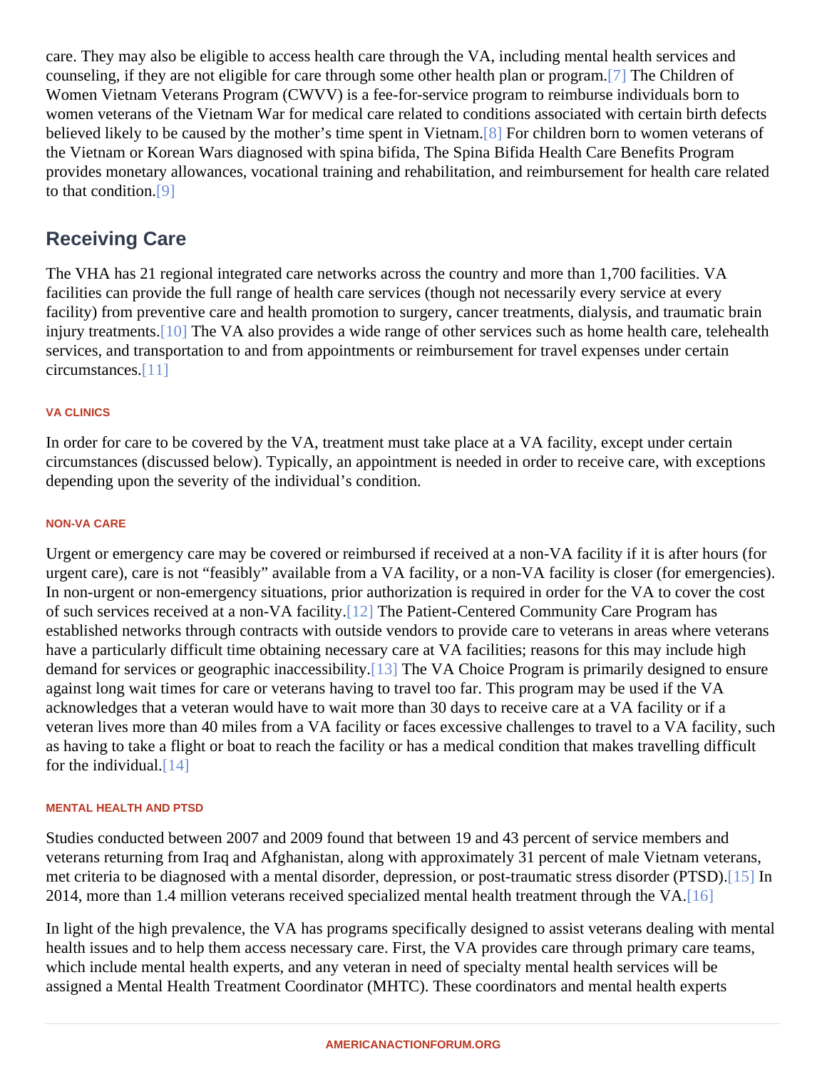care. They may also be eligible to access health care through the VA, including mental health services and counseling, if they are not eligible for care through some other health plan or program.[7] The Children of Women Vietnam Veterans Program (CWVV) is a fee-for-service program to reimburse individuals born to women veterans of the Vietnam War for medical care related to conditions associated with certain birth defects believed likely to be caused by the mother's time spent in Vietnam.[8] For children born to women veterans of the Vietnam or Korean Wars diagnosed with spina bifida, The Spina Bifida Health Care Benefits Program provides monetary allowances, vocational training and rehabilitation, and reimbursement for health care related to that condition.[9]

## Receiving Care

The VHA has 21 regional integrated care networks across the country and more than 1,700 facilities. VA facilities can provide the full range of health care services (though not necessarily every service at every facility) from preventive care and health promotion to surgery, cancer treatments, dialysis, and traumatic brain injury treatments.[10] The VA also provides a wide range of other services such as home health care, telehealth services, and transportation to and from appointments or reimbursement for travel expenses under certain circumstances.[11]

#### VA CLINICS

In order for care to be covered by the VA, treatment must take place at a VA facility, except under certain circumstances (discussed below). Typically, an appointment is needed in order to receive care, with exceptions depending upon the severity of the individual's condition.

#### NON-VA CARE

Urgent or emergency care may be covered or reimbursed if received at a non-VA facility if it is after hours (for urgent care), care is not "feasibly" available from a VA facility, or a non-VA facility is closer (for emergencies). In non-urgent or non-emergency situations, prior authorization is required in order for the VA to cover the cost of such services received at a non-VA facility.[12] The Patient-Centered Community Care Program has established networks through contracts with outside vendors to provide care to veterans in areas where veterans have a particularly difficult time obtaining necessary care at VA facilities; reasons for this may include high demand for services or geographic inaccessibility.[13] The VA Choice Program is primarily designed to ensure against long wait times for care or veterans having to travel too far. This program may be used if the VA acknowledges that a veteran would have to wait more than 30 days to receive care at a VA facility or if a veteran lives more than 40 miles from a VA facility or faces excessive challenges to travel to a VA facility, such as having to take a flight or boat to reach the facility or has a medical condition that makes travelling difficult for the individual.[14]

#### MENTAL HEALTH AND PTSD

Studies conducted between 2007 and 2009 found that between 19 and 43 percent of service members and veterans returning from Iraq and Afghanistan, along with approximately 31 percent of male Vietnam veterans, met criteria to be diagnosed with a mental disorder, depression, or post-traumatic stress disorder (PTSD).[15] In 2014, more than 1.4 million veterans received specialized mental health treatment through the VA.[16]

In light of the high prevalence, the VA has programs specifically designed to assist veterans dealing with mental health issues and to help them access necessary care. First, the VA provides care through primary care teams, which include mental health experts, and any veteran in need of specialty mental health services will be assigned a Mental Health Treatment Coordinator (MHTC). These coordinators and mental health experts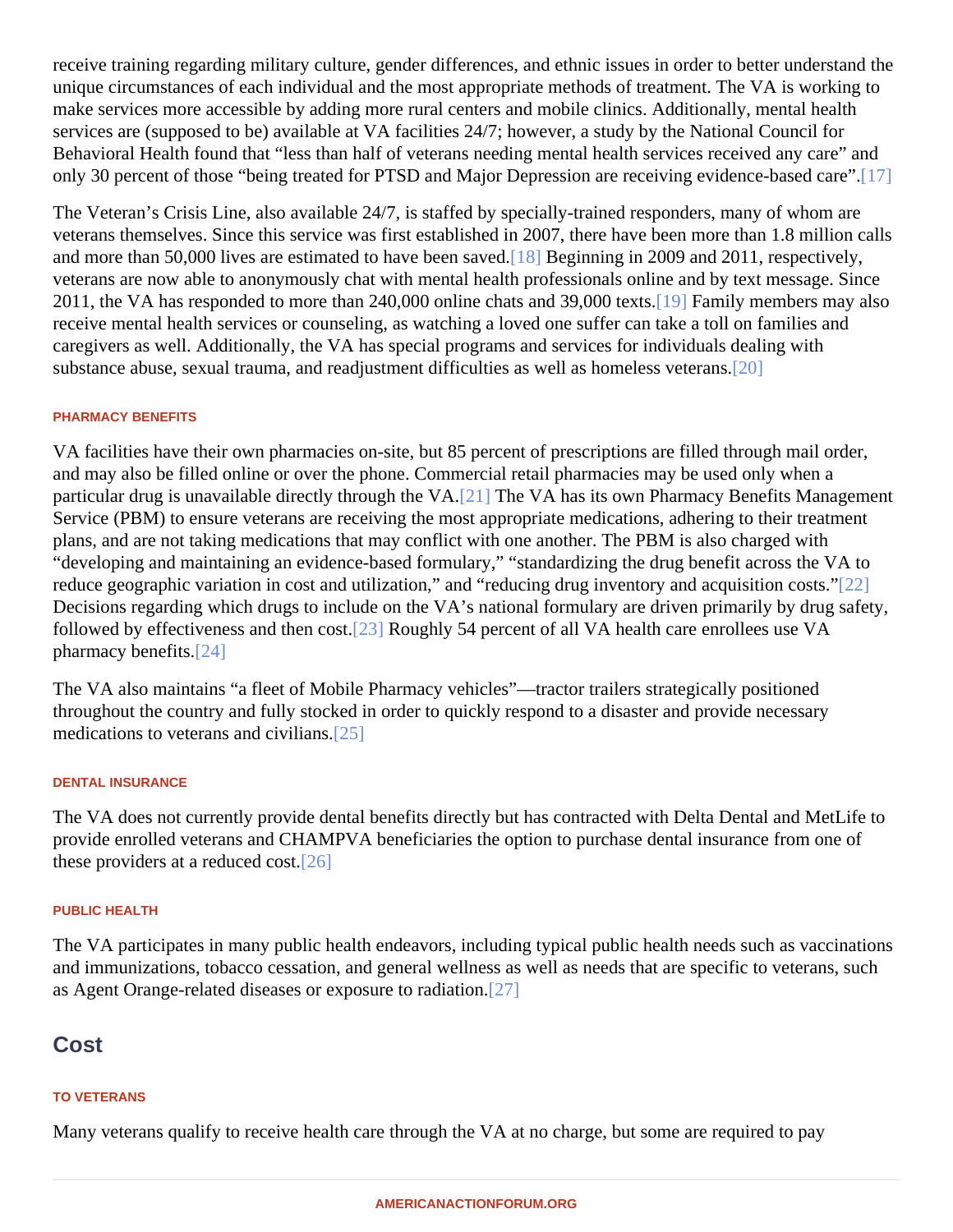receive training regarding military culture, gender differences, and ethnic issues in order to better understand the unique circumstances of each individual and the most appropriate methods of treatment. The VA is working to make services more accessible by adding more rural centers and mobile clinics. Additionally, mental health services are (supposed to be) available at VA facilities 24/7; however, a study by the National Council for Behavioral Health found that "less than half of veterans needing mental health services received any care" and only 30 percent of those "being treated for PTSD and Major Depression are receiving evidence-based care".[17]

The Veteran's Crisis Line, also available 24/7, is staffed by specially-trained responders, many of whom are veterans themselves. Since this service was first established in 2007, there have been more than 1.8 million calls and more than 50,000 lives are estimated to have been saved.[18] Beginning in 2009 and 2011, respectively, veterans are now able to anonymously chat with mental health professionals online and by text message. Since 2011, the VA has responded to more than 240,000 online chats and 39,000 texts.[19] Family members may also receive mental health services or counseling, as watching a loved one suffer can take a toll on families and caregivers as well. Additionally, the VA has special programs and services for individuals dealing with substance abuse, sexual trauma, and readjustment difficulties as well as homeless veterans.[20]

#### PHARMACY BENEFITS

VA facilities have their own pharmacies on-site, but 85 percent of prescriptions are filled through mail order, and may also be filled online or over the phone. Commercial retail pharmacies may be used only when a particular drug is unavailable directly through the VA.[21] The VA has its own Pharmacy Benefits Management Service (PBM) to ensure veterans are receiving the most appropriate medications, adhering to their treatment plans, and are not taking medications that may conflict with one another. The PBM is also charged with "developing and maintaining an evidence-based formulary," "standardizing the drug benefit across the VA to reduce geographic variation in cost and utilization," and "reducing drug inventory and acquisition costs."[22] Decisions regarding which drugs to include on the VA's national formulary are driven primarily by drug safety, followed by effectiveness and then cost.[23] Roughly 54 percent of all VA health care enrollees use VA pharmacy benefits.[24]

The VA also maintains "a fleet of Mobile Pharmacy vehicles"—tractor trailers strategically positioned throughout the country and fully stocked in order to quickly respond to a disaster and provide necessary medications to veterans and civilians.[25]

#### DENTAL INSURANCE

The VA does not currently provide dental benefits directly but has contracted with Delta Dental and MetLife to provide enrolled veterans and CHAMPVA beneficiaries the option to purchase dental insurance from one of these providers at a reduced cost.[26]

#### PUBLIC HEALTH

The VA participates in many public health endeavors, including typical public health needs such as vaccinations and immunizations, tobacco cessation, and general wellness as well as needs that are specific to veterans, such as Agent Orange-related diseases or exposure to radiation.[27]

## Cost

#### TO VETERANS

Many veterans qualify to receive health care through the VA at no charge, but some are required to pay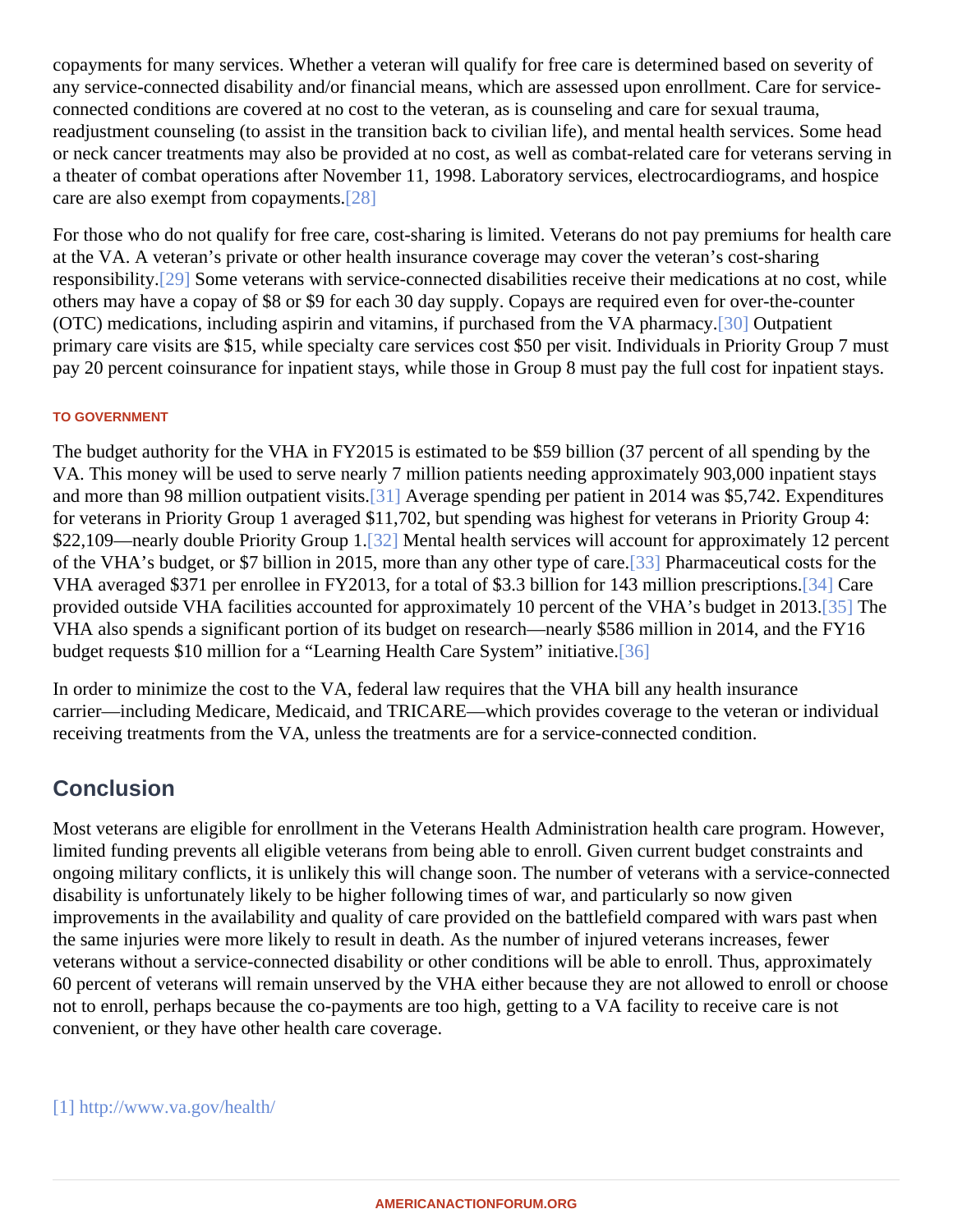copayments for many services. Whether a veteran will qualify for free care is determined based on severity of any service-connected disability and/or financial means, which are assessed upon enrollment. Care for service-connected conditions are covered at no cost to the veteran, as is counseling and care for sexual trauma, readjustment counseling (to assist in the transition back to civilian life), and mental health services. Some head or neck cancer treatments may also be provided at no cost, as well as combat-related care for veterans serving in a theater of combat operations after November 11, 1998. Laboratory services, electrocardiograms, and hospice care are also exempt from copayments.[28]

For those who do not qualify for free care, cost-sharing is limited. Veterans do not pay premiums for health care at the VA. A veteran's private or other health insurance coverage may cover the veteran's cost-sharing responsibility.[29] Some veterans with service-connected disabilities receive their medications at no cost, while others may have a copay of $8 or $9 for each 30 day supply. Copays are required even for over-the-counter (OTC) medications, including aspirin and vitamins, if purchased from the VA pharmacy.[30] Outpatient primary care visits are $15, while specialty care services cost $50 per visit. Individuals in Priority Group 7 must pay 20 percent coinsurance for inpatient stays, while those in Group 8 must pay the full cost for inpatient stays.

#### TO GOVERNMENT

The budget authority for the VHA in FY2015 is estimated to be $59 billion (37 percent of all spending by the VA. This money will be used to serve nearly 7 million patients needing approximately 903,000 inpatient stays and more than 98 million outpatient visits.[31] Average spending per patient in 2014 was $5,742. Expenditures for veterans in Priority Group 1 averaged $11,702, but spending was highest for veterans in Priority Group 4: $22,109—nearly double Priority Group 1.[32] Mental health services will account for approximately 12 percent of the VHA's budget, or $7 billion in 2015, more than any other type of care.[33] Pharmaceutical costs for the VHA averaged $371 per enrollee in FY2013, for a total of $3.3 billion for 143 million prescriptions.[34] Care provided outside VHA facilities accounted for approximately 10 percent of the VHA's budget in 2013.[35] The VHA also spends a significant portion of its budget on research—nearly $586 million in 2014, and the FY16 budget requests $10 million for a "Learning Health Care System" initiative.[36]

In order to minimize the cost to the VA, federal law requires that the VHA bill any health insurance carrier—including Medicare, Medicaid, and TRICARE—which provides coverage to the veteran or individual receiving treatments from the VA, unless the treatments are for a service-connected condition.

## Conclusion

Most veterans are eligible for enrollment in the Veterans Health Administration health care program. However, limited funding prevents all eligible veterans from being able to enroll. Given current budget constraints and ongoing military conflicts, it is unlikely this will change soon. The number of veterans with a service-connected disability is unfortunately likely to be higher following times of war, and particularly so now given improvements in the availability and quality of care provided on the battlefield compared with wars past when the same injuries were more likely to result in death. As the number of injured veterans increases, fewer veterans without a service-connected disability or other conditions will be able to enroll. Thus, approximately 60 percent of veterans will remain unserved by the VHA either because they are not allowed to enroll or choose not to enroll, perhaps because the co-payments are too high, getting to a VA facility to receive care is not convenient, or they have other health care coverage.

[1] http://www.va.gov/health/